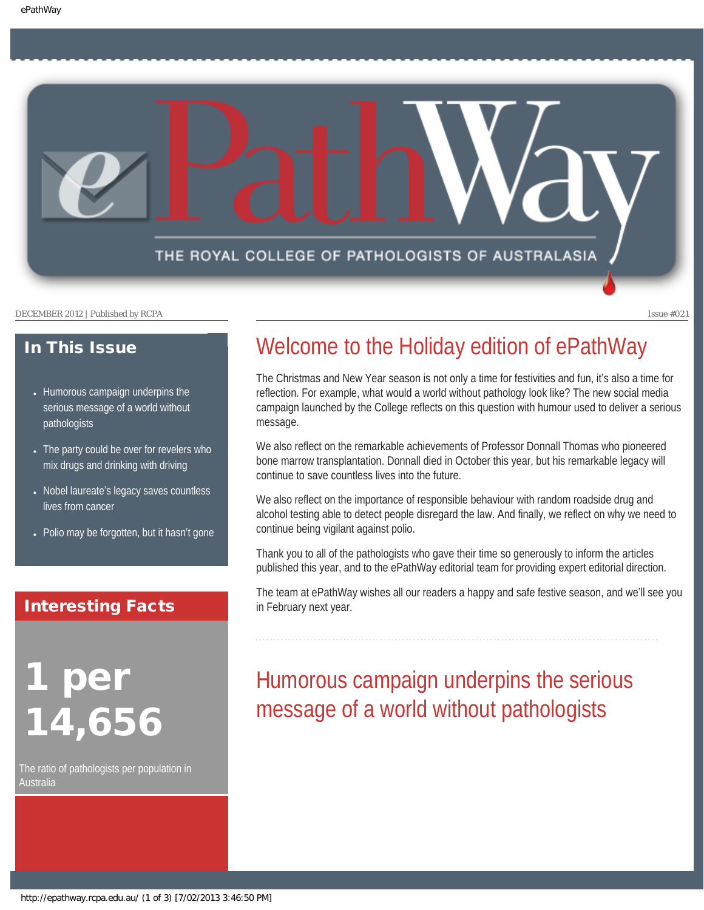# ePathWay

THE ROYAL COLLEGE OF PATHOLOGISTS OF AUSTRALASIA

DECEMBER 2012 | Published by RCPA

Issue #021

## In This Issue

- Humorous campaign underpins the serious message of a world without pathologists
- The party could be over for revelers who mix drugs and drinking with driving
- Nobel laureate's legacy saves countless lives from cancer
- Polio may be forgotten, but it hasn't gone

## Interesting Facts

**1 per 14,656**

The ratio of pathologists per population in Australia

## Welcome to the Holiday edition of ePathWay

The Christmas and New Year season is not only a time for festivities and fun, it's also a time for reflection. For example, what would a world without pathology look like? The new social media campaign launched by the College reflects on this question with humour used to deliver a serious message.

We also reflect on the remarkable achievements of Professor Donnall Thomas who pioneered bone marrow transplantation. Donnall died in October this year, but his remarkable legacy will continue to save countless lives into the future.

We also reflect on the importance of responsible behaviour with random roadside drug and alcohol testing able to detect people disregard the law. And finally, we reflect on why we need to continue being vigilant against polio.

Thank you to all of the pathologists who gave their time so generously to inform the articles published this year, and to the ePathWay editorial team for providing expert editorial direction.

The team at ePathWay wishes all our readers a happy and safe festive season, and we'll see you in February next year.

## Humorous campaign underpins the serious message of a world without pathologists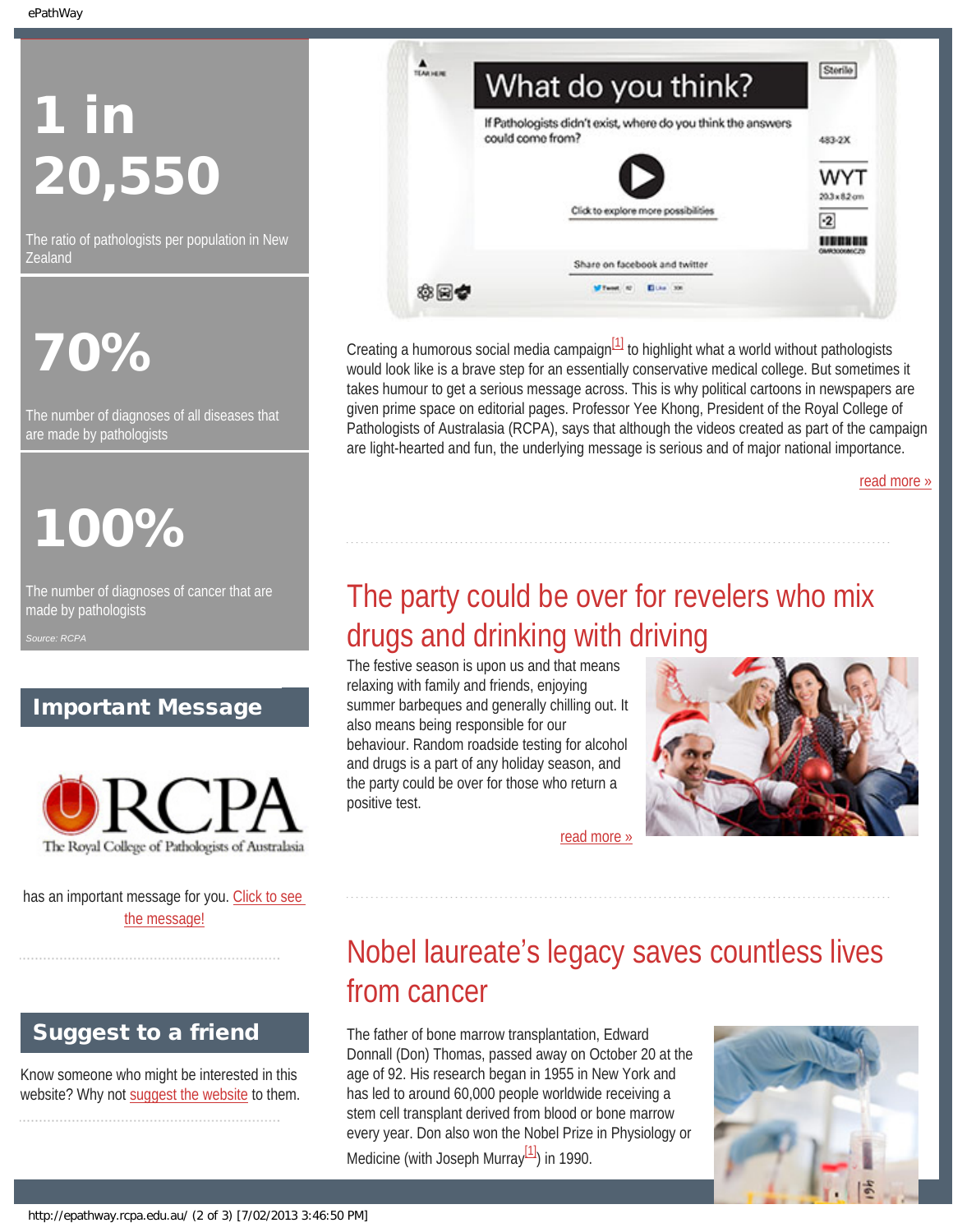# 1 in 20,550

The ratio of pathologists per population in New Zealand

# 70%

The number of diagnoses of all diseases that are made by pathologists

# 100%

The number of diagnoses of cancer that are made by pathologists

*Source: RCPA*

## Important Message

RCPA
The Royal College of Pathologists of Australasia

has an important message for you. Click to see the message!

## Suggest to a friend

Know someone who might be interested in this website? Why not suggest the website to them.

What do you think?

If Pathologists didn't exist, where do you think the answers could come from?

Click to explore more possibilities

Share on facebook and twitter

Creating a humorous social media campaign[1] to highlight what a world without pathologists would look like is a brave step for an essentially conservative medical college. But sometimes it takes humour to get a serious message across. This is why political cartoons in newspapers are given prime space on editorial pages. Professor Yee Khong, President of the Royal College of Pathologists of Australasia (RCPA), says that although the videos created as part of the campaign are light-hearted and fun, the underlying message is serious and of major national importance.

read more »

## The party could be over for revelers who mix drugs and drinking with driving

The festive season is upon us and that means relaxing with family and friends, enjoying summer barbeques and generally chilling out. It also means being responsible for our behaviour. Random roadside testing for alcohol and drugs is a part of any holiday season, and the party could be over for those who return a positive test.

read more »

## Nobel laureate's legacy saves countless lives from cancer

The father of bone marrow transplantation, Edward Donnall (Don) Thomas, passed away on October 20 at the age of 92. His research began in 1955 in New York and has led to around 60,000 people worldwide receiving a stem cell transplant derived from blood or bone marrow every year. Don also won the Nobel Prize in Physiology or Medicine (with Joseph Murray[1]) in 1990.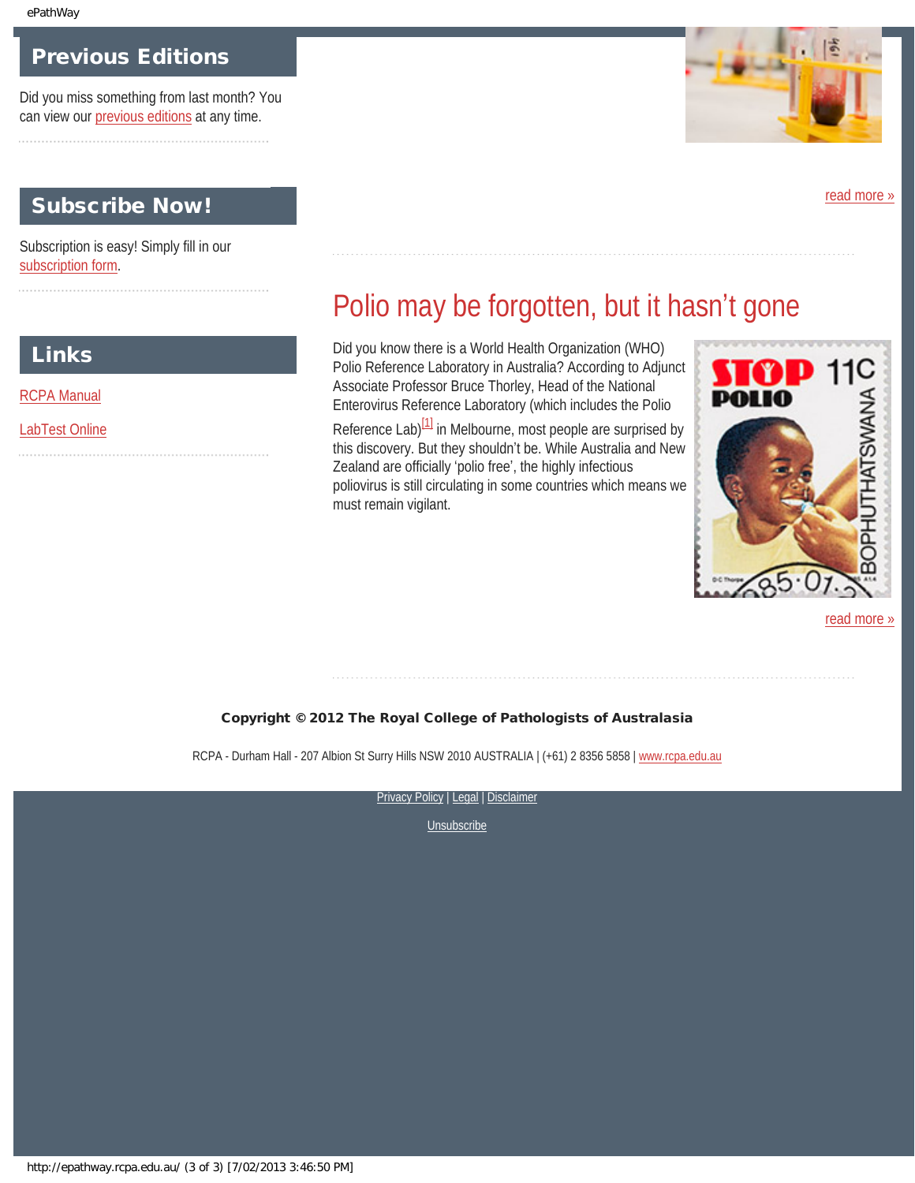## Previous Editions

Did you miss something from last month? You can view our previous editions at any time.

## Subscribe Now!

Subscription is easy! Simply fill in our subscription form.

## Links

RCPA Manual

LabTest Online

read more »

# Polio may be forgotten, but it hasn't gone

Did you know there is a World Health Organization (WHO) Polio Reference Laboratory in Australia? According to Adjunct Associate Professor Bruce Thorley, Head of the National Enterovirus Reference Laboratory (which includes the Polio Reference Lab)[1] in Melbourne, most people are surprised by this discovery. But they shouldn't be. While Australia and New Zealand are officially 'polio free', the highly infectious poliovirus is still circulating in some countries which means we must remain vigilant.

read more »

**Copyright © 2012 The Royal College of Pathologists of Australasia**

RCPA - Durham Hall - 207 Albion St Surry Hills NSW 2010 AUSTRALIA | (+61) 2 8356 5858 | www.rcpa.edu.au

Privacy Policy | Legal | Disclaimer

Unsubscribe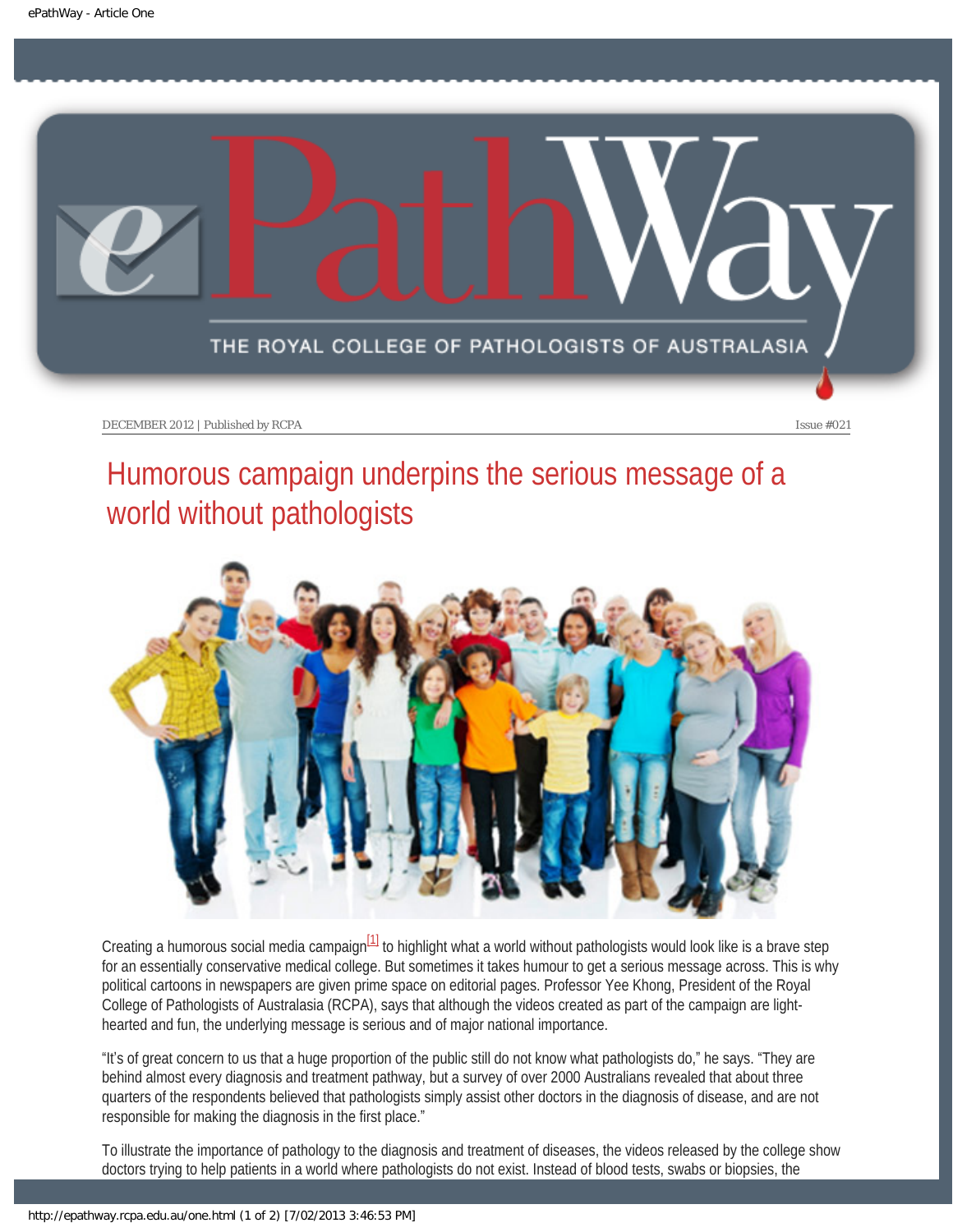DECEMBER 2012 | Published by RCPA Issue #021

# Humorous campaign underpins the serious message of a world without pathologists

Creating a humorous social media campaign[1] to highlight what a world without pathologists would look like is a brave step for an essentially conservative medical college. But sometimes it takes humour to get a serious message across. This is why political cartoons in newspapers are given prime space on editorial pages. Professor Yee Khong, President of the Royal College of Pathologists of Australasia (RCPA), says that although the videos created as part of the campaign are light-hearted and fun, the underlying message is serious and of major national importance.

"It's of great concern to us that a huge proportion of the public still do not know what pathologists do," he says. "They are behind almost every diagnosis and treatment pathway, but a survey of over 2000 Australians revealed that about three quarters of the respondents believed that pathologists simply assist other doctors in the diagnosis of disease, and are not responsible for making the diagnosis in the first place."

To illustrate the importance of pathology to the diagnosis and treatment of diseases, the videos released by the college show doctors trying to help patients in a world where pathologists do not exist. Instead of blood tests, swabs or biopsies, the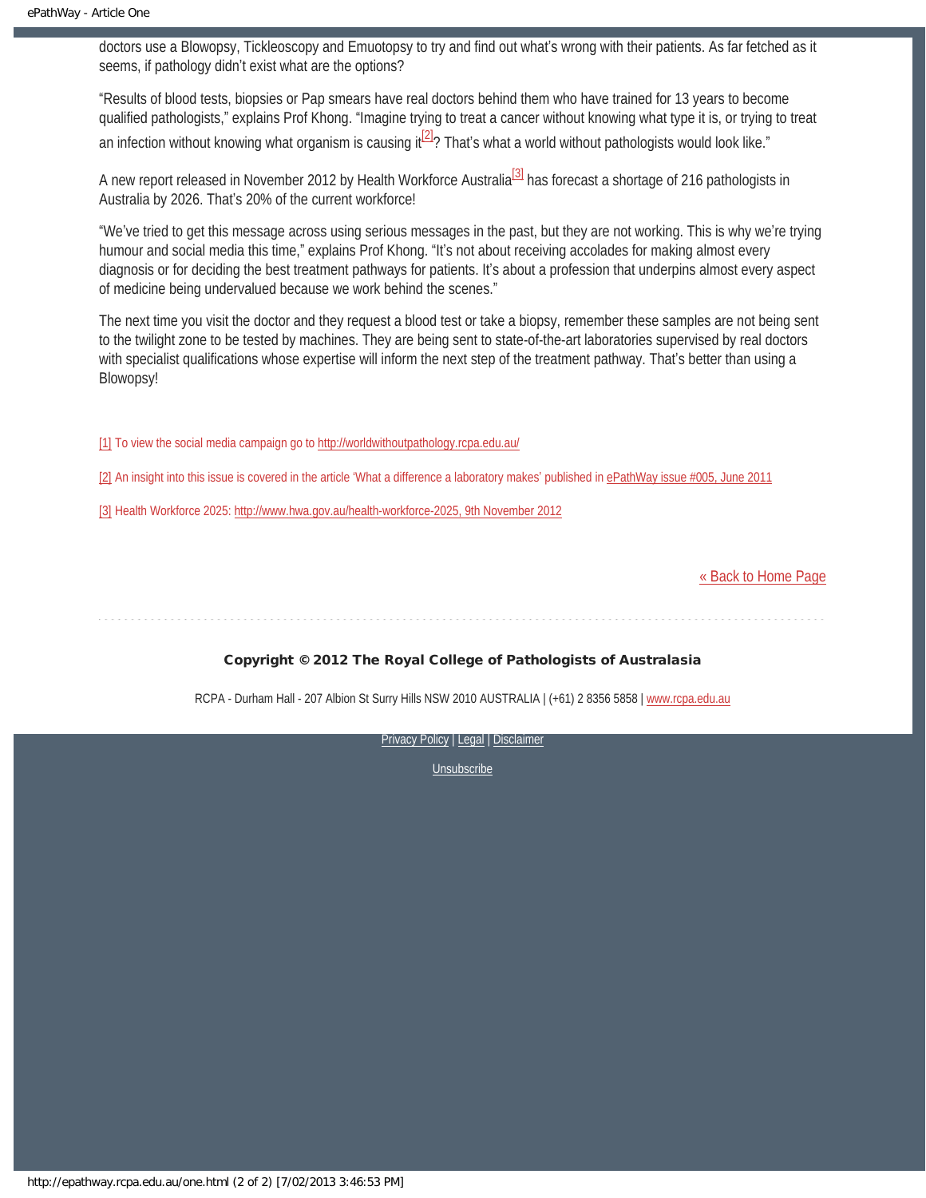doctors use a Blowopsy, Tickleoscopy and Emuotopsy to try and find out what's wrong with their patients. As far fetched as it seems, if pathology didn't exist what are the options?

"Results of blood tests, biopsies or Pap smears have real doctors behind them who have trained for 13 years to become qualified pathologists," explains Prof Khong. "Imagine trying to treat a cancer without knowing what type it is, or trying to treat an infection without knowing what organism is causing it[2]? That's what a world without pathologists would look like."

A new report released in November 2012 by Health Workforce Australia[3] has forecast a shortage of 216 pathologists in Australia by 2026. That's 20% of the current workforce!

"We've tried to get this message across using serious messages in the past, but they are not working. This is why we're trying humour and social media this time," explains Prof Khong. "It's not about receiving accolades for making almost every diagnosis or for deciding the best treatment pathways for patients. It's about a profession that underpins almost every aspect of medicine being undervalued because we work behind the scenes."

The next time you visit the doctor and they request a blood test or take a biopsy, remember these samples are not being sent to the twilight zone to be tested by machines. They are being sent to state-of-the-art laboratories supervised by real doctors with specialist qualifications whose expertise will inform the next step of the treatment pathway. That's better than using a Blowopsy!

[1] To view the social media campaign go to http://worldwithoutpathology.rcpa.edu.au/

[2] An insight into this issue is covered in the article 'What a difference a laboratory makes' published in ePathWay issue #005, June 2011

[3] Health Workforce 2025: http://www.hwa.gov.au/health-workforce-2025, 9th November 2012

« Back to Home Page

---

**Copyright © 2012 The Royal College of Pathologists of Australasia**

RCPA - Durham Hall - 207 Albion St Surry Hills NSW 2010 AUSTRALIA | (+61) 2 8356 5858 | www.rcpa.edu.au

Privacy Policy | Legal | Disclaimer

Unsubscribe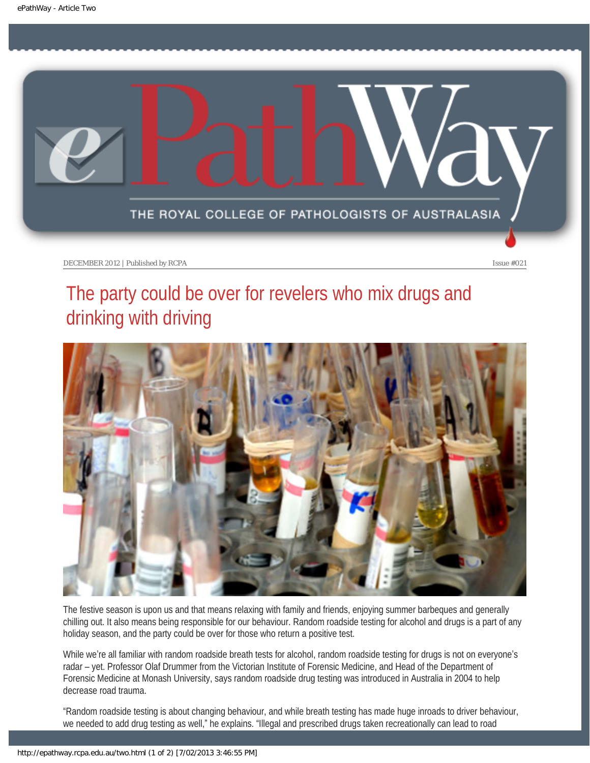DECEMBER 2012 | Published by RCPA Issue #021

# The party could be over for revelers who mix drugs and drinking with driving

The festive season is upon us and that means relaxing with family and friends, enjoying summer barbeques and generally chilling out. It also means being responsible for our behaviour. Random roadside testing for alcohol and drugs is a part of any holiday season, and the party could be over for those who return a positive test.

While we're all familiar with random roadside breath tests for alcohol, random roadside testing for drugs is not on everyone's radar – yet. Professor Olaf Drummer from the Victorian Institute of Forensic Medicine, and Head of the Department of Forensic Medicine at Monash University, says random roadside drug testing was introduced in Australia in 2004 to help decrease road trauma.

"Random roadside testing is about changing behaviour, and while breath testing has made huge inroads to driver behaviour, we needed to add drug testing as well," he explains. "Illegal and prescribed drugs taken recreationally can lead to road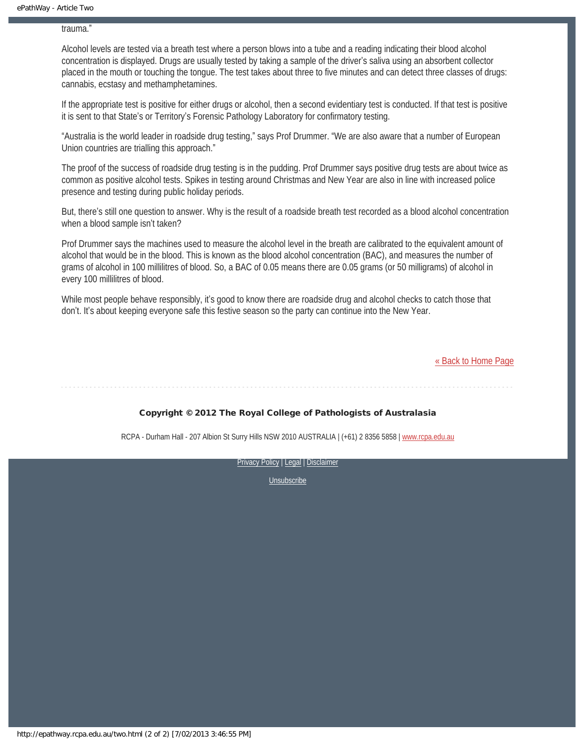trauma."

Alcohol levels are tested via a breath test where a person blows into a tube and a reading indicating their blood alcohol concentration is displayed. Drugs are usually tested by taking a sample of the driver's saliva using an absorbent collector placed in the mouth or touching the tongue. The test takes about three to five minutes and can detect three classes of drugs: cannabis, ecstasy and methamphetamines.

If the appropriate test is positive for either drugs or alcohol, then a second evidentiary test is conducted. If that test is positive it is sent to that State's or Territory's Forensic Pathology Laboratory for confirmatory testing.

"Australia is the world leader in roadside drug testing," says Prof Drummer. "We are also aware that a number of European Union countries are trialling this approach."

The proof of the success of roadside drug testing is in the pudding. Prof Drummer says positive drug tests are about twice as common as positive alcohol tests. Spikes in testing around Christmas and New Year are also in line with increased police presence and testing during public holiday periods.

But, there's still one question to answer. Why is the result of a roadside breath test recorded as a blood alcohol concentration when a blood sample isn't taken?

Prof Drummer says the machines used to measure the alcohol level in the breath are calibrated to the equivalent amount of alcohol that would be in the blood. This is known as the blood alcohol concentration (BAC), and measures the number of grams of alcohol in 100 millilitres of blood. So, a BAC of 0.05 means there are 0.05 grams (or 50 milligrams) of alcohol in every 100 millilitres of blood.

While most people behave responsibly, it's good to know there are roadside drug and alcohol checks to catch those that don't. It's about keeping everyone safe this festive season so the party can continue into the New Year.

[« Back to Home Page]

---

**Copyright © 2012 The Royal College of Pathologists of Australasia**

RCPA - Durham Hall - 207 Albion St Surry Hills NSW 2010 AUSTRALIA | (+61) 2 8356 5858 | www.rcpa.edu.au

Privacy Policy | Legal | Disclaimer

Unsubscribe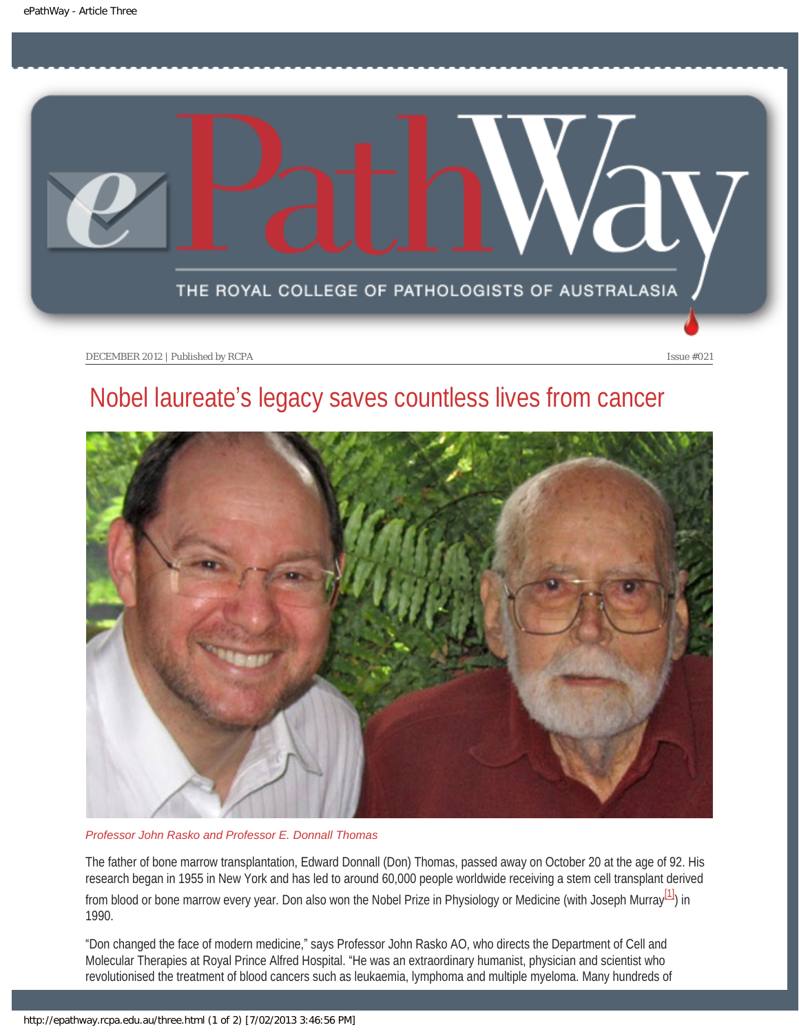DECEMBER 2012 | Published by RCPA Issue #021

# Nobel laureate's legacy saves countless lives from cancer

*Professor John Rasko and Professor E. Donnall Thomas*

The father of bone marrow transplantation, Edward Donnall (Don) Thomas, passed away on October 20 at the age of 92. His research began in 1955 in New York and has led to around 60,000 people worldwide receiving a stem cell transplant derived from blood or bone marrow every year. Don also won the Nobel Prize in Physiology or Medicine (with Joseph Murray[1]) in 1990.

"Don changed the face of modern medicine," says Professor John Rasko AO, who directs the Department of Cell and Molecular Therapies at Royal Prince Alfred Hospital. "He was an extraordinary humanist, physician and scientist who revolutionised the treatment of blood cancers such as leukaemia, lymphoma and multiple myeloma. Many hundreds of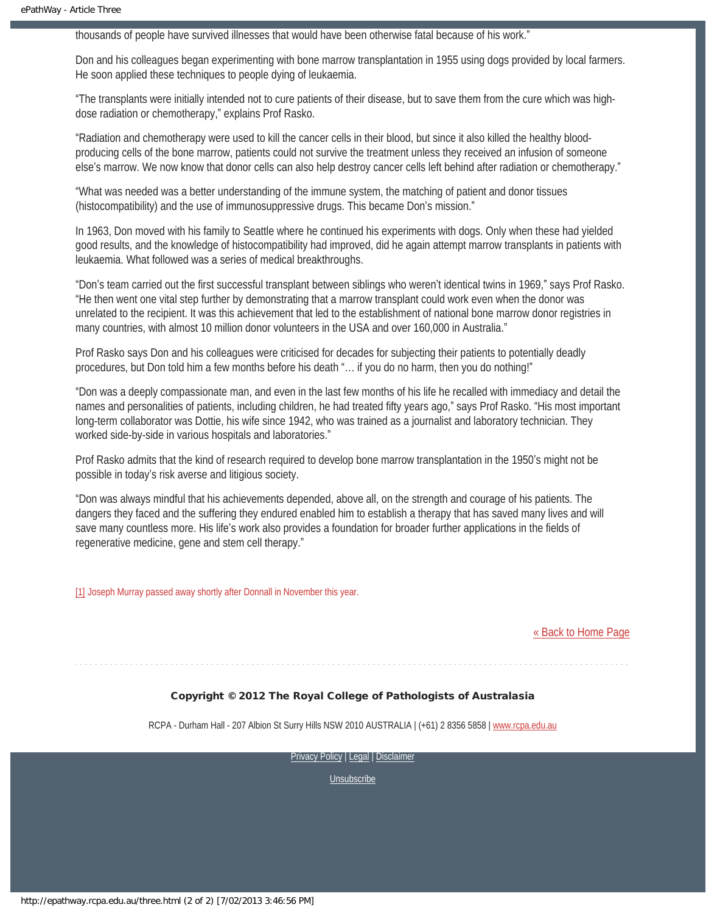thousands of people have survived illnesses that would have been otherwise fatal because of his work."

Don and his colleagues began experimenting with bone marrow transplantation in 1955 using dogs provided by local farmers. He soon applied these techniques to people dying of leukaemia.

"The transplants were initially intended not to cure patients of their disease, but to save them from the cure which was high-dose radiation or chemotherapy," explains Prof Rasko.

"Radiation and chemotherapy were used to kill the cancer cells in their blood, but since it also killed the healthy blood-producing cells of the bone marrow, patients could not survive the treatment unless they received an infusion of someone else's marrow. We now know that donor cells can also help destroy cancer cells left behind after radiation or chemotherapy."

"What was needed was a better understanding of the immune system, the matching of patient and donor tissues (histocompatibility) and the use of immunosuppressive drugs. This became Don's mission."

In 1963, Don moved with his family to Seattle where he continued his experiments with dogs. Only when these had yielded good results, and the knowledge of histocompatibility had improved, did he again attempt marrow transplants in patients with leukaemia. What followed was a series of medical breakthroughs.

"Don's team carried out the first successful transplant between siblings who weren't identical twins in 1969," says Prof Rasko. "He then went one vital step further by demonstrating that a marrow transplant could work even when the donor was unrelated to the recipient. It was this achievement that led to the establishment of national bone marrow donor registries in many countries, with almost 10 million donor volunteers in the USA and over 160,000 in Australia."

Prof Rasko says Don and his colleagues were criticised for decades for subjecting their patients to potentially deadly procedures, but Don told him a few months before his death "… if you do no harm, then you do nothing!"

"Don was a deeply compassionate man, and even in the last few months of his life he recalled with immediacy and detail the names and personalities of patients, including children, he had treated fifty years ago," says Prof Rasko. "His most important long-term collaborator was Dottie, his wife since 1942, who was trained as a journalist and laboratory technician. They worked side-by-side in various hospitals and laboratories."

Prof Rasko admits that the kind of research required to develop bone marrow transplantation in the 1950's might not be possible in today's risk averse and litigious society.

"Don was always mindful that his achievements depended, above all, on the strength and courage of his patients. The dangers they faced and the suffering they endured enabled him to establish a therapy that has saved many lives and will save many countless more. His life's work also provides a foundation for broader further applications in the fields of regenerative medicine, gene and stem cell therapy."

[1] Joseph Murray passed away shortly after Donnall in November this year.

« Back to Home Page

**Copyright © 2012 The Royal College of Pathologists of Australasia**

RCPA - Durham Hall - 207 Albion St Surry Hills NSW 2010 AUSTRALIA | (+61) 2 8356 5858 | www.rcpa.edu.au

Privacy Policy | Legal | Disclaimer

Unsubscribe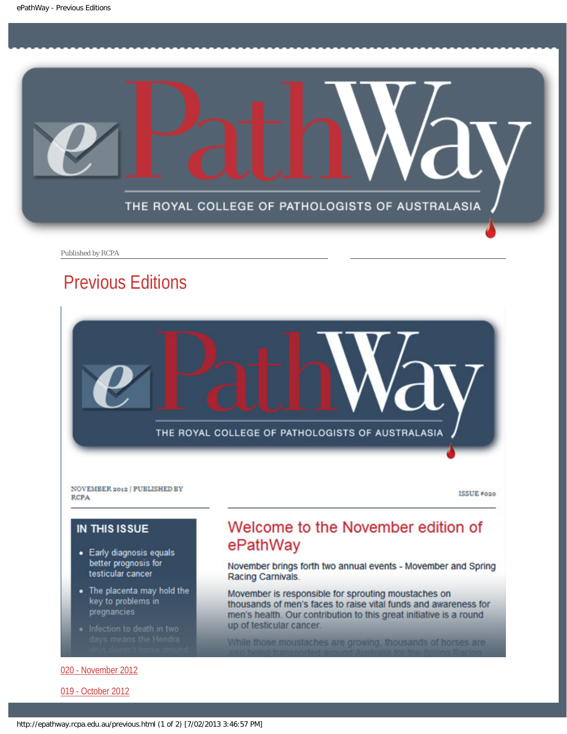Published by RCPA

# Previous Editions

NOVEMBER 2012 | PUBLISHED BY RCPA

ISSUE #020

**IN THIS ISSUE**

- Early diagnosis equals better prognosis for testicular cancer
- The placenta may hold the key to problems in pregnancies
- Infection to death in two days means the Hendra virus doesn't horse around

## Welcome to the November edition of ePathWay

November brings forth two annual events - Movember and Spring Racing Carnivals.

Movember is responsible for sprouting moustaches on thousands of men's faces to raise vital funds and awareness for men's health. Our contribution to this great initiative is a round up of testicular cancer.

While those moustaches are growing, thousands of horses are also being transported around Australia for the Spring Racing

[020 - November 2012](#)

[019 - October 2012](#)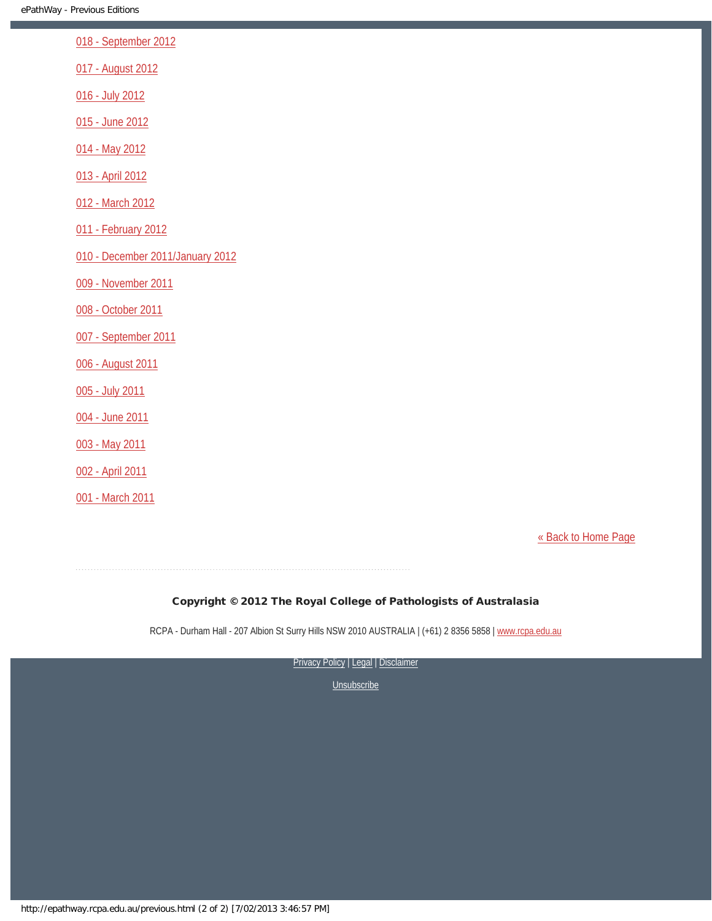018 - September 2012

017 - August 2012

016 - July 2012

015 - June 2012

014 - May 2012

013 - April 2012

012 - March 2012

011 - February 2012

010 - December 2011/January 2012

009 - November 2011

008 - October 2011

007 - September 2011

006 - August 2011

005 - July 2011

004 - June 2011

003 - May 2011

002 - April 2011

001 - March 2011

« Back to Home Page

**Copyright © 2012 The Royal College of Pathologists of Australasia**

RCPA - Durham Hall - 207 Albion St Surry Hills NSW 2010 AUSTRALIA | (+61) 2 8356 5858 | www.rcpa.edu.au

Privacy Policy | Legal | Disclaimer

Unsubscribe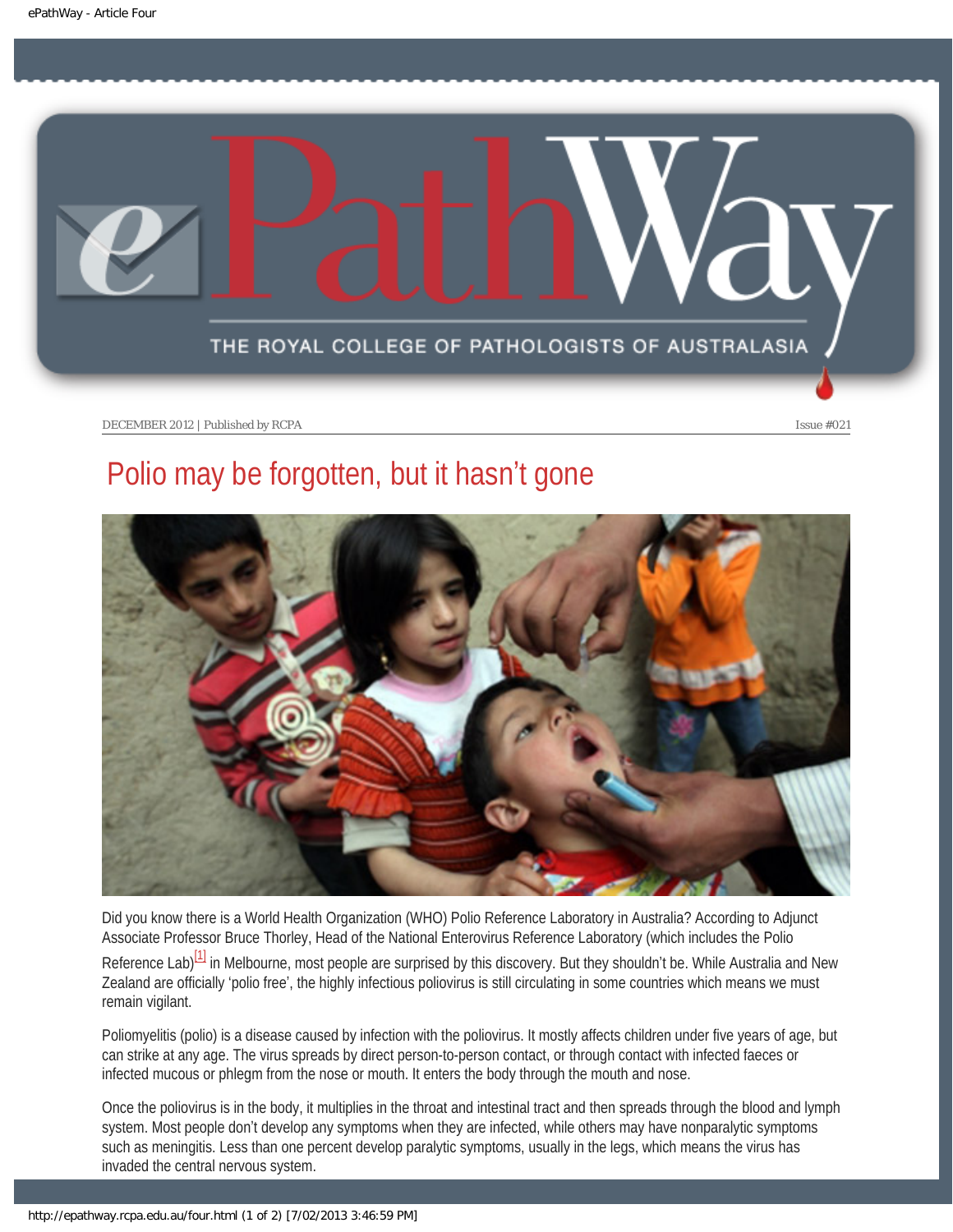DECEMBER 2012 | Published by RCPA — Issue #021

# Polio may be forgotten, but it hasn't gone

Did you know there is a World Health Organization (WHO) Polio Reference Laboratory in Australia? According to Adjunct Associate Professor Bruce Thorley, Head of the National Enterovirus Reference Laboratory (which includes the Polio Reference Lab)[1] in Melbourne, most people are surprised by this discovery. But they shouldn't be. While Australia and New Zealand are officially 'polio free', the highly infectious poliovirus is still circulating in some countries which means we must remain vigilant.

Poliomyelitis (polio) is a disease caused by infection with the poliovirus. It mostly affects children under five years of age, but can strike at any age. The virus spreads by direct person-to-person contact, or through contact with infected faeces or infected mucous or phlegm from the nose or mouth. It enters the body through the mouth and nose.

Once the poliovirus is in the body, it multiplies in the throat and intestinal tract and then spreads through the blood and lymph system. Most people don't develop any symptoms when they are infected, while others may have nonparalytic symptoms such as meningitis. Less than one percent develop paralytic symptoms, usually in the legs, which means the virus has invaded the central nervous system.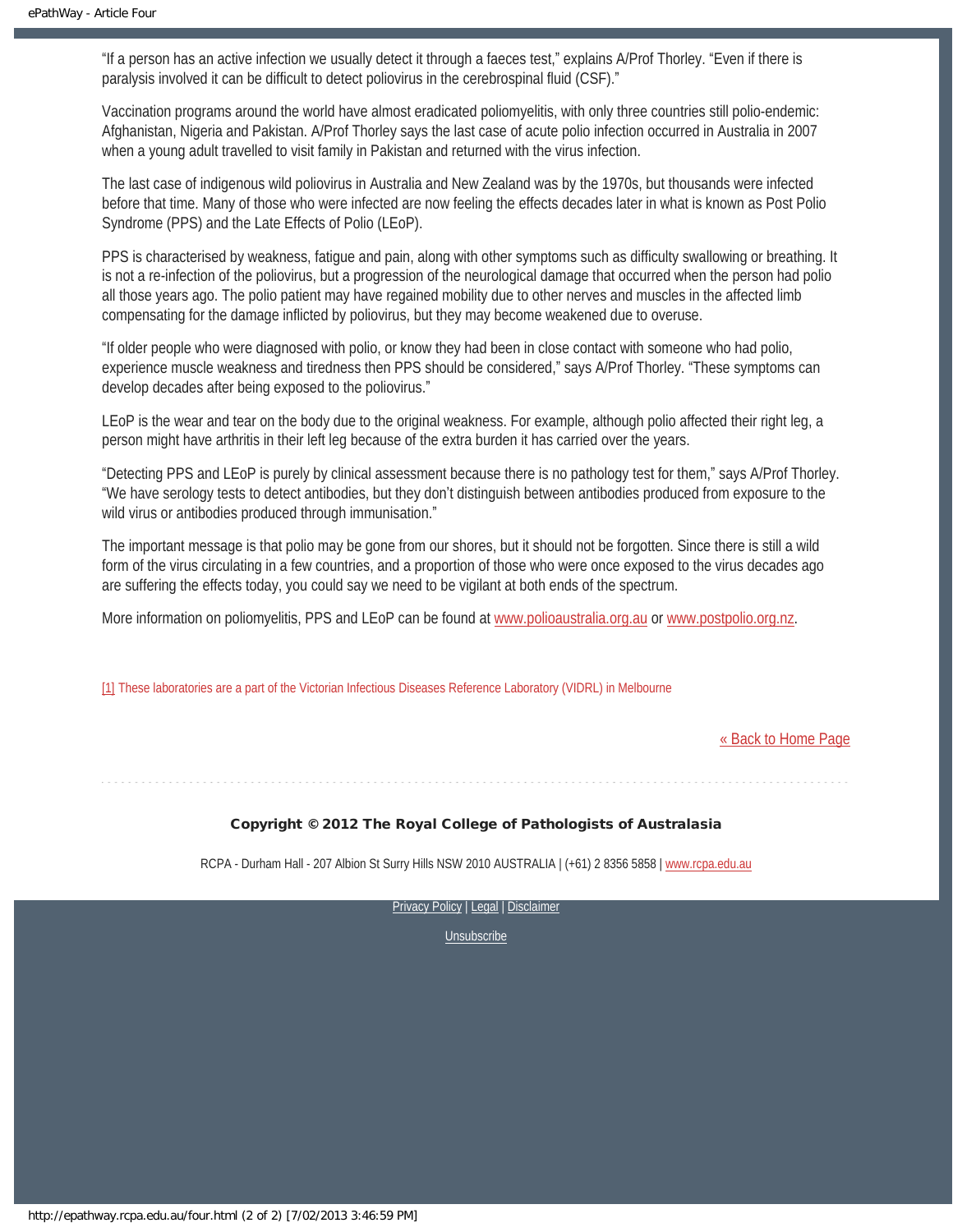"If a person has an active infection we usually detect it through a faeces test," explains A/Prof Thorley. "Even if there is paralysis involved it can be difficult to detect poliovirus in the cerebrospinal fluid (CSF)."

Vaccination programs around the world have almost eradicated poliomyelitis, with only three countries still polio-endemic: Afghanistan, Nigeria and Pakistan. A/Prof Thorley says the last case of acute polio infection occurred in Australia in 2007 when a young adult travelled to visit family in Pakistan and returned with the virus infection.

The last case of indigenous wild poliovirus in Australia and New Zealand was by the 1970s, but thousands were infected before that time. Many of those who were infected are now feeling the effects decades later in what is known as Post Polio Syndrome (PPS) and the Late Effects of Polio (LEoP).

PPS is characterised by weakness, fatigue and pain, along with other symptoms such as difficulty swallowing or breathing. It is not a re-infection of the poliovirus, but a progression of the neurological damage that occurred when the person had polio all those years ago. The polio patient may have regained mobility due to other nerves and muscles in the affected limb compensating for the damage inflicted by poliovirus, but they may become weakened due to overuse.

"If older people who were diagnosed with polio, or know they had been in close contact with someone who had polio, experience muscle weakness and tiredness then PPS should be considered," says A/Prof Thorley. "These symptoms can develop decades after being exposed to the poliovirus."

LEoP is the wear and tear on the body due to the original weakness. For example, although polio affected their right leg, a person might have arthritis in their left leg because of the extra burden it has carried over the years.

"Detecting PPS and LEoP is purely by clinical assessment because there is no pathology test for them," says A/Prof Thorley. "We have serology tests to detect antibodies, but they don't distinguish between antibodies produced from exposure to the wild virus or antibodies produced through immunisation."

The important message is that polio may be gone from our shores, but it should not be forgotten. Since there is still a wild form of the virus circulating in a few countries, and a proportion of those who were once exposed to the virus decades ago are suffering the effects today, you could say we need to be vigilant at both ends of the spectrum.

More information on poliomyelitis, PPS and LEoP can be found at www.polioaustralia.org.au or www.postpolio.org.nz.

[1] These laboratories are a part of the Victorian Infectious Diseases Reference Laboratory (VIDRL) in Melbourne

« Back to Home Page

**Copyright © 2012 The Royal College of Pathologists of Australasia**

RCPA - Durham Hall - 207 Albion St Surry Hills NSW 2010 AUSTRALIA | (+61) 2 8356 5858 | www.rcpa.edu.au

Privacy Policy | Legal | Disclaimer

Unsubscribe